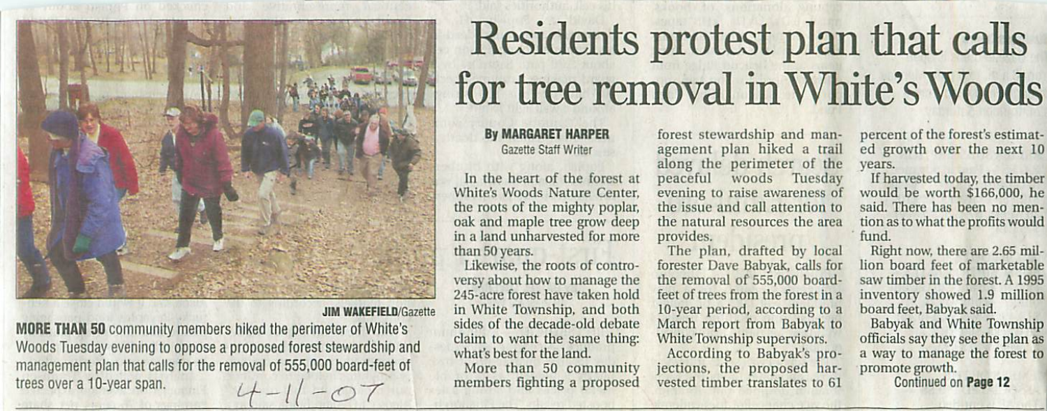# Residents protest plan that calls for tree removal in White's Woods

JIM WAKEFIELD/Gazette

**MORE THAN 50** community members hiked the perimeter of White's Woods Tuesday evening to oppose a proposed forest stewardship and management plan that calls for the removal of 555,000 board-feet of trees over a 10-year span.

4-11-07

**By MARGARET HARPER**
Gazette Staff Writer

In the heart of the forest at White's Woods Nature Center, the roots of the mighty poplar, oak and maple tree grow deep in a land unharvested for more than 50 years.

Likewise, the roots of controversy about how to manage the 245-acre forest have taken hold in White Township, and both sides of the decade-old debate claim to want the same thing: what's best for the land.

More than 50 community members fighting a proposed forest stewardship and management plan hiked a trail along the perimeter of the peaceful woods Tuesday evening to raise awareness of the issue and call attention to the natural resources the area provides.

The plan, drafted by local forester Dave Babyak, calls for the removal of 555,000 board-feet of trees from the forest in a 10-year period, according to a March report from Babyak to White Township supervisors.

According to Babyak's projections, the proposed harvested timber translates to 61 percent of the forest's estimated growth over the next 10 years.

If harvested today, the timber would be worth $166,000, he said. There has been no mention as to what the profits would fund.

Right now, there are 2.65 million board feet of marketable saw timber in the forest. A 1995 inventory showed 1.9 million board feet, Babyak said.

Babyak and White Township officials say they see the plan as a way to manage the forest to promote growth.

Continued on **Page 12**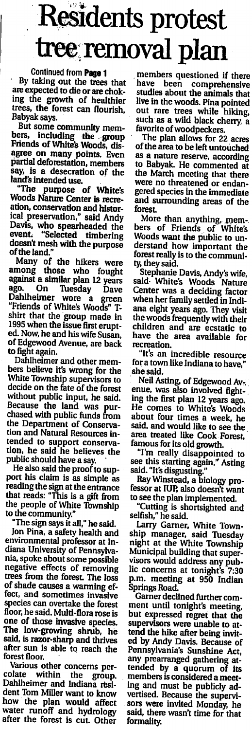# Residents protest tree removal plan

Continued from **Page 1**

By taking out the trees that are expected to die or are choking the growth of healthier trees, the forest can flourish, Babyak says.

But some community members, including the group Friends of White's Woods, disagree on many points. Even partial deforestation, members say, is a desecration of the land's intended use.

"The purpose of White's Woods Nature Center is recreation, conservation and historical preservation," said Andy Davis, who spearheaded the event. "Selected timbering doesn't mesh with the purpose of the land."

Many of the hikers were among those who fought against a similar plan 12 years ago. On Tuesday Dave Dahlheimer wore a green "Friends of White's Woods" T-shirt that the group made in 1995 when the issue first erupted. Now, he and his wife Susan, of Edgewood Avenue, are back to fight again.

Dahlheimer and other members believe it's wrong for the White Township supervisors to decide on the fate of the forest without public input, he said. Because the land was purchased with public funds from the Department of Conservation and Natural Resources intended to support conservation, he said he believes the public should have a say.

He also said the proof to support his claim is as simple as reading the sign at the entrance that reads: "This is a gift from the people of White Township to the community."

"The sign says it all," he said.

Jon Pina, a safety health and environmental professor at Indiana University of Pennsylvania, spoke about some possible negative effects of removing trees from the forest. The loss of shade causes a warming effect, and sometimes invasive species can overtake the forest floor, he said. Multi-flora rose is one of those invasive species. The low-growing shrub, he said, is razor-sharp and thrives after sun is able to reach the forest floor.

Various other concerns percolate within the group. Dahlheimer and Indiana resident Tom Miller want to know how the plan would affect water runoff and hydrology after the forest is cut. Other members questioned if there have been comprehensive studies about the animals that live in the woods. Pina pointed out rare trees while hiking, such as a wild black cherry, a favorite of woodpeckers.

The plan allows for 22 acres of the area to be left untouched as a nature reserve, according to Babyak. He commented at the March meeting that there were no threatened or endangered species in the immediate and surrounding areas of the forest.

More than anything, members of Friends of White's Woods want the public to understand how important the forest really is to the community, they said.

Stephanie Davis, Andy's wife, said White's Woods Nature Center was a deciding factor when her family settled in Indiana eight years ago. They visit the woods frequently with their children and are ecstatic to have the area available for recreation.

"It's an incredible resource for a town like Indiana to have," she said.

Neil Asting, of Edgewood Avenue, was also involved fighting the first plan 12 years ago. He comes to White's Woods about four times a week, he said, and would like to see the area treated like Cook Forest, famous for its old growth.

"I'm really disappointed to see this starting again," Asting said. "It's disgusting."

Ray Winstead, a biology professor at IUP, also doesn't want to see the plan implemented.

"Cutting is shortsighted and selfish," he said.

Larry Garner, White Township manager, said Tuesday night at the White Township Municipal building that supervisors would address any public concerns at tonight's 7:30 p.m. meeting at 950 Indian Springs Road.

Garner declined further comment until tonight's meeting, but expressed regret that the supervisors were unable to attend the hike after being invited by Andy Davis. Because of Pennsylvania's Sunshine Act, any prearranged gathering attended by a quorum of its members is considered a meeting and must be publicly advertised. Because the supervisors were invited Monday, he said, there wasn't time for that formality.